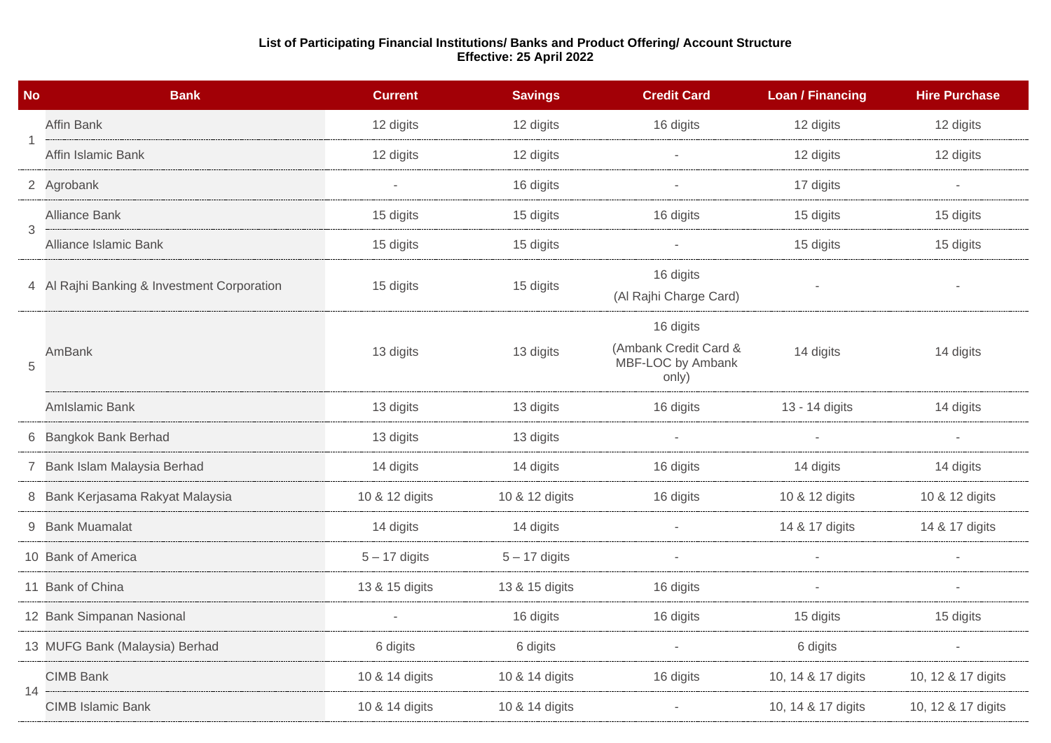**List of Participating Financial Institutions/ Banks and Product Offering/ Account Structure**
**Effective: 25 April 2022**

| No | Bank | Current | Savings | Credit Card | Loan / Financing | Hire Purchase |
|---|---|---|---|---|---|---|
| 1 | Affin Bank | 12 digits | 12 digits | 16 digits | 12 digits | 12 digits |
| | Affin Islamic Bank | 12 digits | 12 digits | - | 12 digits | 12 digits |
| 2 | Agrobank | - | 16 digits | - | 17 digits | - |
| 3 | Alliance Bank | 15 digits | 15 digits | 16 digits | 15 digits | 15 digits |
| | Alliance Islamic Bank | 15 digits | 15 digits | - | 15 digits | 15 digits |
| 4 | Al Rajhi Banking & Investment Corporation | 15 digits | 15 digits | 16 digits (Al Rajhi Charge Card) | - | - |
| 5 | AmBank | 13 digits | 13 digits | 16 digits (Ambank Credit Card & MBF-LOC by Ambank only) | 14 digits | 14 digits |
| | AmIslamic Bank | 13 digits | 13 digits | 16 digits | 13 - 14 digits | 14 digits |
| 6 | Bangkok Bank Berhad | 13 digits | 13 digits | - | - | - |
| 7 | Bank Islam Malaysia Berhad | 14 digits | 14 digits | 16 digits | 14 digits | 14 digits |
| 8 | Bank Kerjasama Rakyat Malaysia | 10 & 12 digits | 10 & 12 digits | 16 digits | 10 & 12 digits | 10 & 12 digits |
| 9 | Bank Muamalat | 14 digits | 14 digits | - | 14 & 17 digits | 14 & 17 digits |
| 10 | Bank of America | 5 – 17 digits | 5 – 17 digits | - | - | - |
| 11 | Bank of China | 13 & 15 digits | 13 & 15 digits | 16 digits | - | - |
| 12 | Bank Simpanan Nasional | - | 16 digits | 16 digits | 15 digits | 15 digits |
| 13 | MUFG Bank (Malaysia) Berhad | 6 digits | 6 digits | - | 6 digits | - |
| 14 | CIMB Bank | 10 & 14 digits | 10 & 14 digits | 16 digits | 10, 14 & 17 digits | 10, 12 & 17 digits |
| | CIMB Islamic Bank | 10 & 14 digits | 10 & 14 digits | - | 10, 14 & 17 digits | 10, 12 & 17 digits |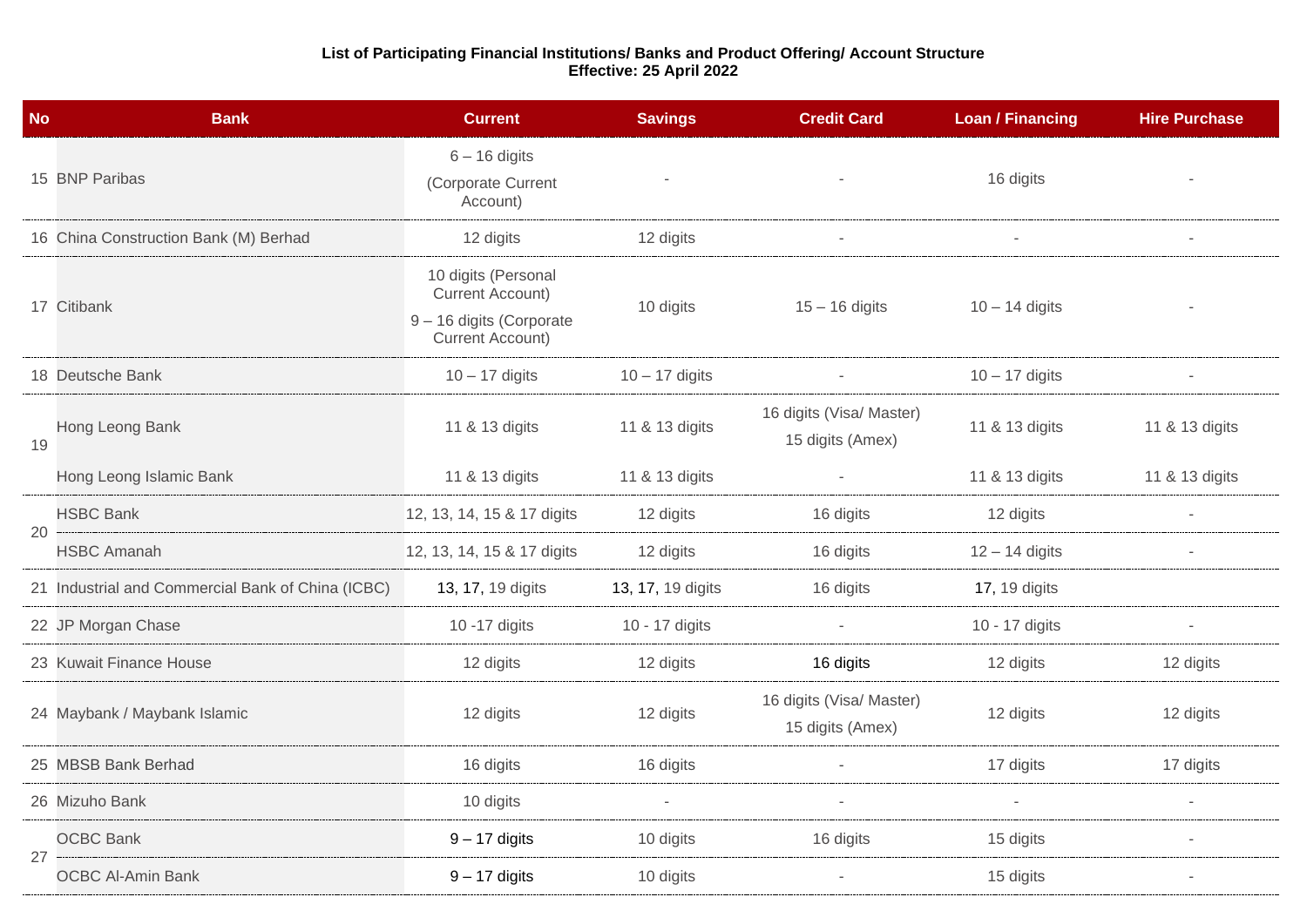**List of Participating Financial Institutions/ Banks and Product Offering/ Account Structure**
**Effective: 25 April 2022**

| No | Bank | Current | Savings | Credit Card | Loan / Financing | Hire Purchase |
|---|---|---|---|---|---|---|
| 15 | BNP Paribas | 6 – 16 digits (Corporate Current Account) | - | - | 16 digits | - |
| 16 | China Construction Bank (M) Berhad | 12 digits | 12 digits | - | - | - |
| 17 | Citibank | 10 digits (Personal Current Account) 9 – 16 digits (Corporate Current Account) | 10 digits | 15 – 16 digits | 10 – 14 digits | - |
| 18 | Deutsche Bank | 10 – 17 digits | 10 – 17 digits | - | 10 – 17 digits | - |
| 19 | Hong Leong Bank | 11 & 13 digits | 11 & 13 digits | 16 digits (Visa/ Master) 15 digits (Amex) | 11 & 13 digits | 11 & 13 digits |
| | Hong Leong Islamic Bank | 11 & 13 digits | 11 & 13 digits | - | 11 & 13 digits | 11 & 13 digits |
| 20 | HSBC Bank | 12, 13, 14, 15 & 17 digits | 12 digits | 16 digits | 12 digits | - |
| | HSBC Amanah | 12, 13, 14, 15 & 17 digits | 12 digits | 16 digits | 12 – 14 digits | - |
| 21 | Industrial and Commercial Bank of China (ICBC) | 13, 17, 19 digits | 13, 17, 19 digits | 16 digits | 17, 19 digits | |
| 22 | JP Morgan Chase | 10 -17 digits | 10 - 17 digits | - | 10 - 17 digits | - |
| 23 | Kuwait Finance House | 12 digits | 12 digits | 16 digits | 12 digits | 12 digits |
| 24 | Maybank / Maybank Islamic | 12 digits | 12 digits | 16 digits (Visa/ Master) 15 digits (Amex) | 12 digits | 12 digits |
| 25 | MBSB Bank Berhad | 16 digits | 16 digits | - | 17 digits | 17 digits |
| 26 | Mizuho Bank | 10 digits | - | - | - | - |
| 27 | OCBC Bank | 9 – 17 digits | 10 digits | 16 digits | 15 digits | - |
| | OCBC Al-Amin Bank | 9 – 17 digits | 10 digits | - | 15 digits | - |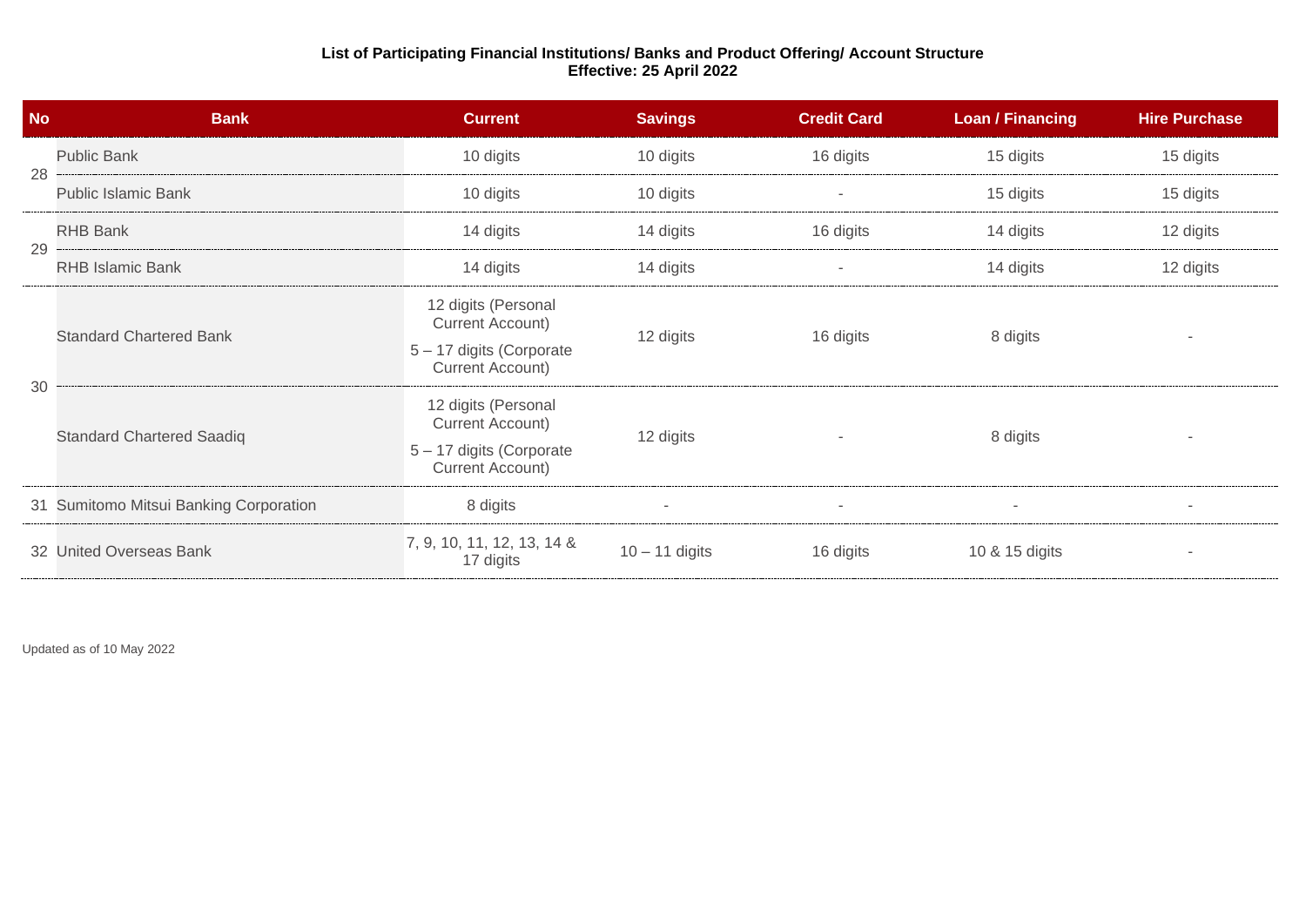**List of Participating Financial Institutions/ Banks and Product Offering/ Account Structure**
**Effective: 25 April 2022**

| No | Bank | Current | Savings | Credit Card | Loan / Financing | Hire Purchase |
|---|---|---|---|---|---|---|
| 28 | Public Bank | 10 digits | 10 digits | 16 digits | 15 digits | 15 digits |
| | Public Islamic Bank | 10 digits | 10 digits | - | 15 digits | 15 digits |
| 29 | RHB Bank | 14 digits | 14 digits | 16 digits | 14 digits | 12 digits |
| | RHB Islamic Bank | 14 digits | 14 digits | - | 14 digits | 12 digits |
| 30 | Standard Chartered Bank | 12 digits (Personal Current Account)<br>5 – 17 digits (Corporate Current Account) | 12 digits | 16 digits | 8 digits | - |
| | Standard Chartered Saadiq | 12 digits (Personal Current Account)<br>5 – 17 digits (Corporate Current Account) | 12 digits | - | 8 digits | - |
| 31 | Sumitomo Mitsui Banking Corporation | 8 digits | - | - | - | - |
| 32 | United Overseas Bank | 7, 9, 10, 11, 12, 13, 14 & 17 digits | 10 – 11 digits | 16 digits | 10 & 15 digits | - |

Updated as of 10 May 2022